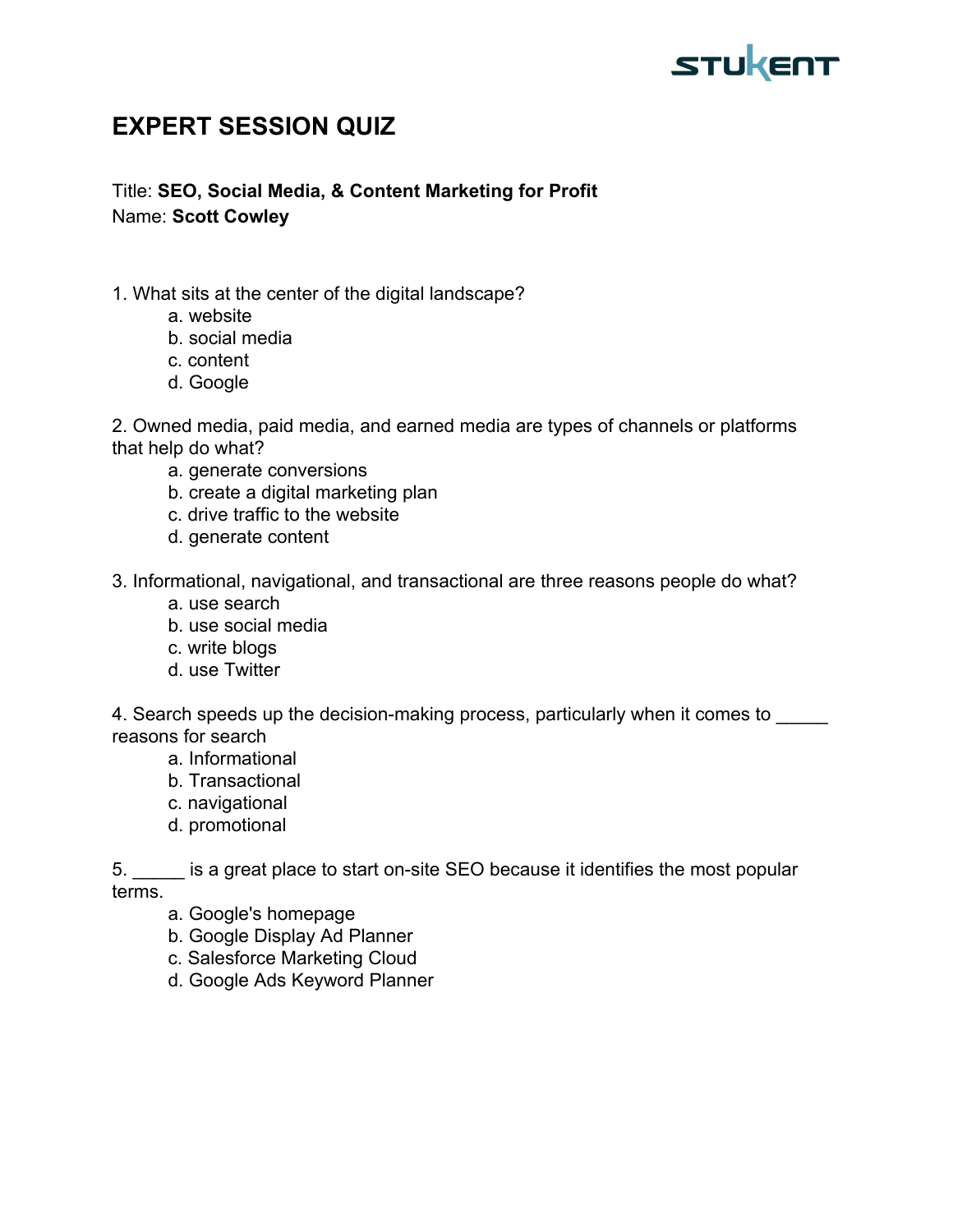STUKENT

# EXPERT SESSION QUIZ

Title: **SEO, Social Media, & Content Marketing for Profit**
Name: **Scott Cowley**

1. What sits at the center of the digital landscape?
   - a. website
   - b. social media
   - c. content
   - d. Google

2. Owned media, paid media, and earned media are types of channels or platforms that help do what?
   - a. generate conversions
   - b. create a digital marketing plan
   - c. drive traffic to the website
   - d. generate content

3. Informational, navigational, and transactional are three reasons people do what?
   - a. use search
   - b. use social media
   - c. write blogs
   - d. use Twitter

4. Search speeds up the decision-making process, particularly when it comes to _____ reasons for search
   - a. Informational
   - b. Transactional
   - c. navigational
   - d. promotional

5. _____ is a great place to start on-site SEO because it identifies the most popular terms.
   - a. Google's homepage
   - b. Google Display Ad Planner
   - c. Salesforce Marketing Cloud
   - d. Google Ads Keyword Planner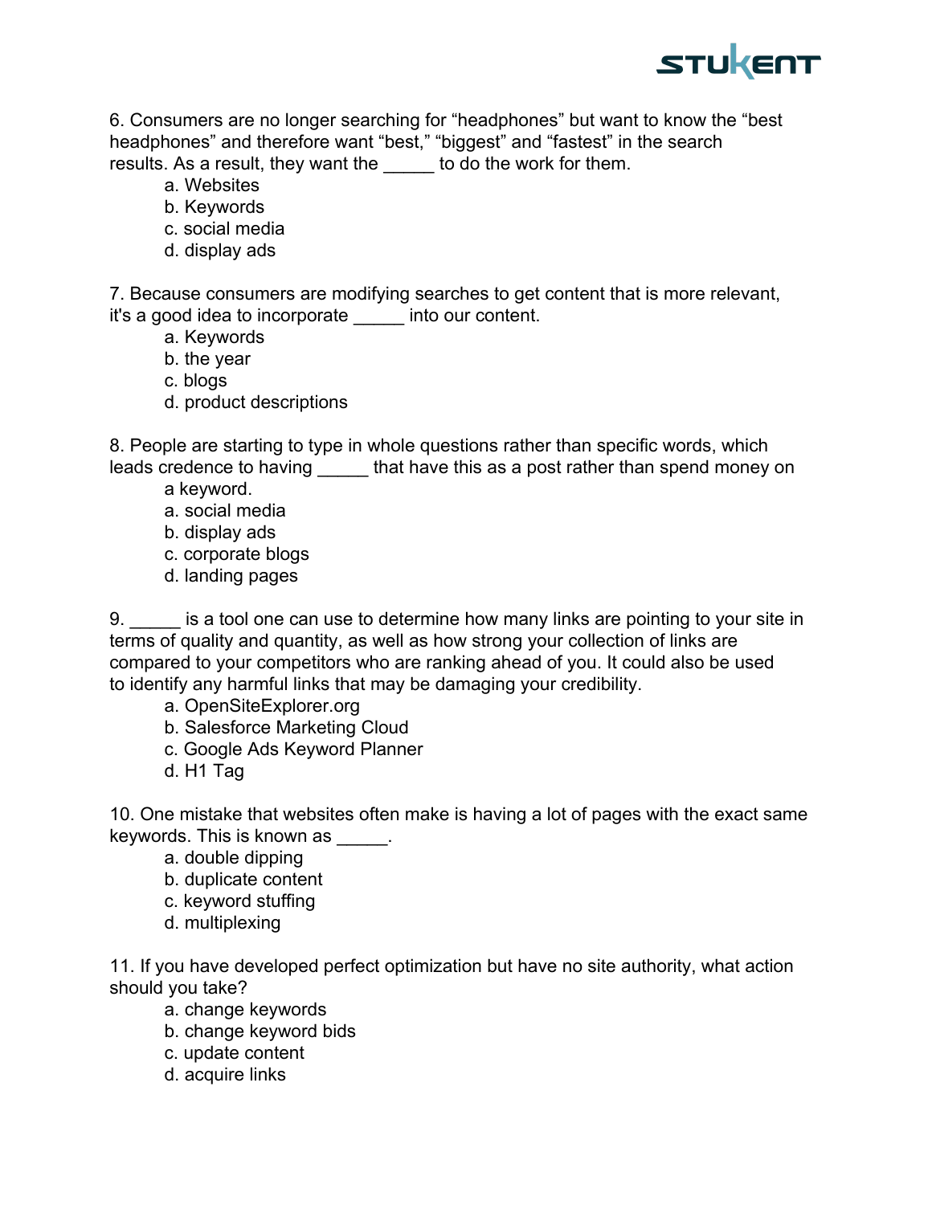6. Consumers are no longer searching for “headphones” but want to know the “best headphones” and therefore want “best,” “biggest” and “fastest” in the search results. As a result, they want the _____ to do the work for them.

   a. Websites
   b. Keywords
   c. social media
   d. display ads

7. Because consumers are modifying searches to get content that is more relevant, it's a good idea to incorporate _____ into our content.

   a. Keywords
   b. the year
   c. blogs
   d. product descriptions

8. People are starting to type in whole questions rather than specific words, which leads credence to having _____ that have this as a post rather than spend money on a keyword.

   a. social media
   b. display ads
   c. corporate blogs
   d. landing pages

9. _____ is a tool one can use to determine how many links are pointing to your site in terms of quality and quantity, as well as how strong your collection of links are compared to your competitors who are ranking ahead of you. It could also be used to identify any harmful links that may be damaging your credibility.

   a. OpenSiteExplorer.org
   b. Salesforce Marketing Cloud
   c. Google Ads Keyword Planner
   d. H1 Tag

10. One mistake that websites often make is having a lot of pages with the exact same keywords. This is known as _____.

    a. double dipping
    b. duplicate content
    c. keyword stuffing
    d. multiplexing

11. If you have developed perfect optimization but have no site authority, what action should you take?

    a. change keywords
    b. change keyword bids
    c. update content
    d. acquire links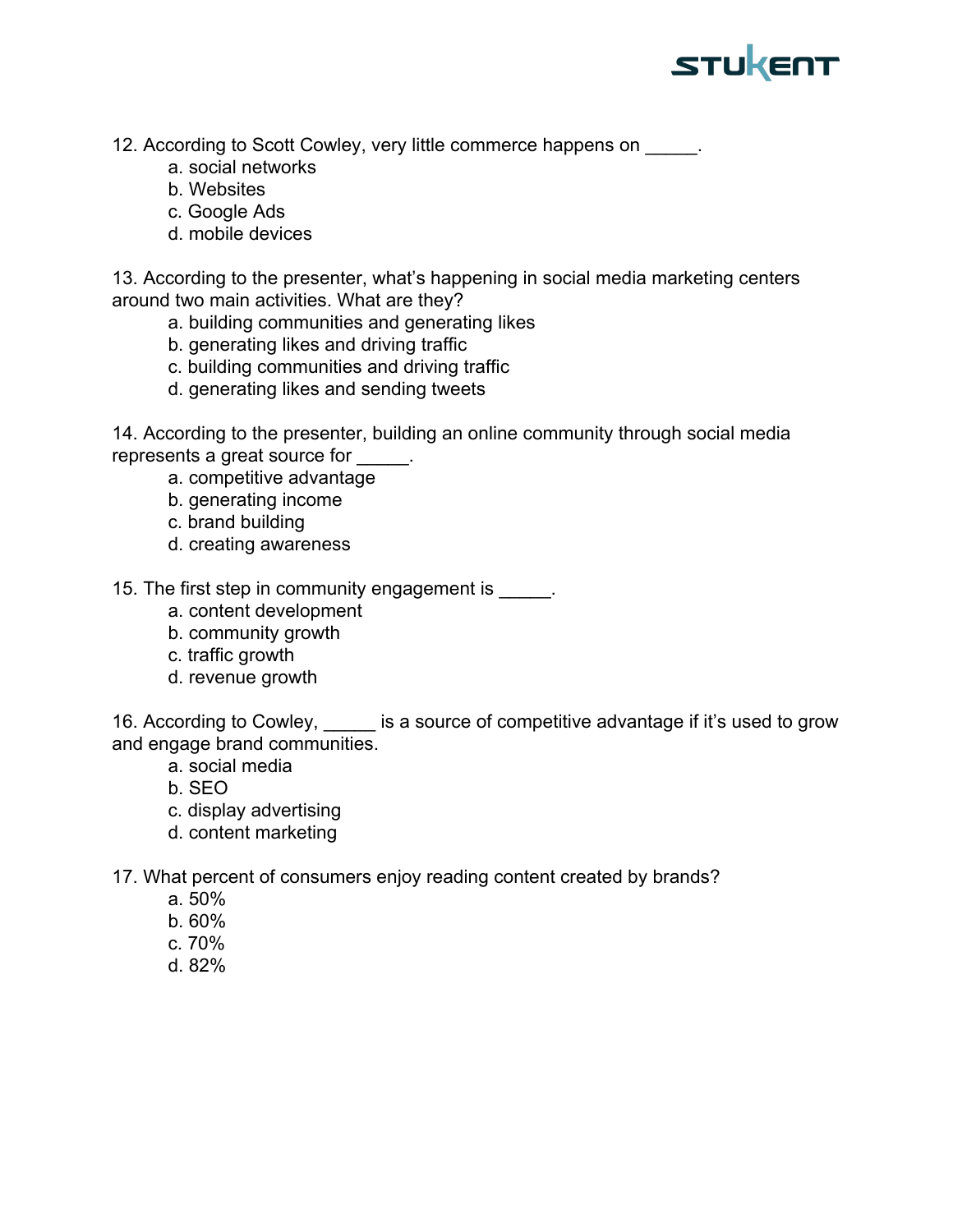12. According to Scott Cowley, very little commerce happens on _____.
    a. social networks
    b. Websites
    c. Google Ads
    d. mobile devices

13. According to the presenter, what's happening in social media marketing centers around two main activities. What are they?
    a. building communities and generating likes
    b. generating likes and driving traffic
    c. building communities and driving traffic
    d. generating likes and sending tweets

14. According to the presenter, building an online community through social media represents a great source for _____.
    a. competitive advantage
    b. generating income
    c. brand building
    d. creating awareness

15. The first step in community engagement is _____.
    a. content development
    b. community growth
    c. traffic growth
    d. revenue growth

16. According to Cowley, _____ is a source of competitive advantage if it's used to grow and engage brand communities.
    a. social media
    b. SEO
    c. display advertising
    d. content marketing

17. What percent of consumers enjoy reading content created by brands?
    a. 50%
    b. 60%
    c. 70%
    d. 82%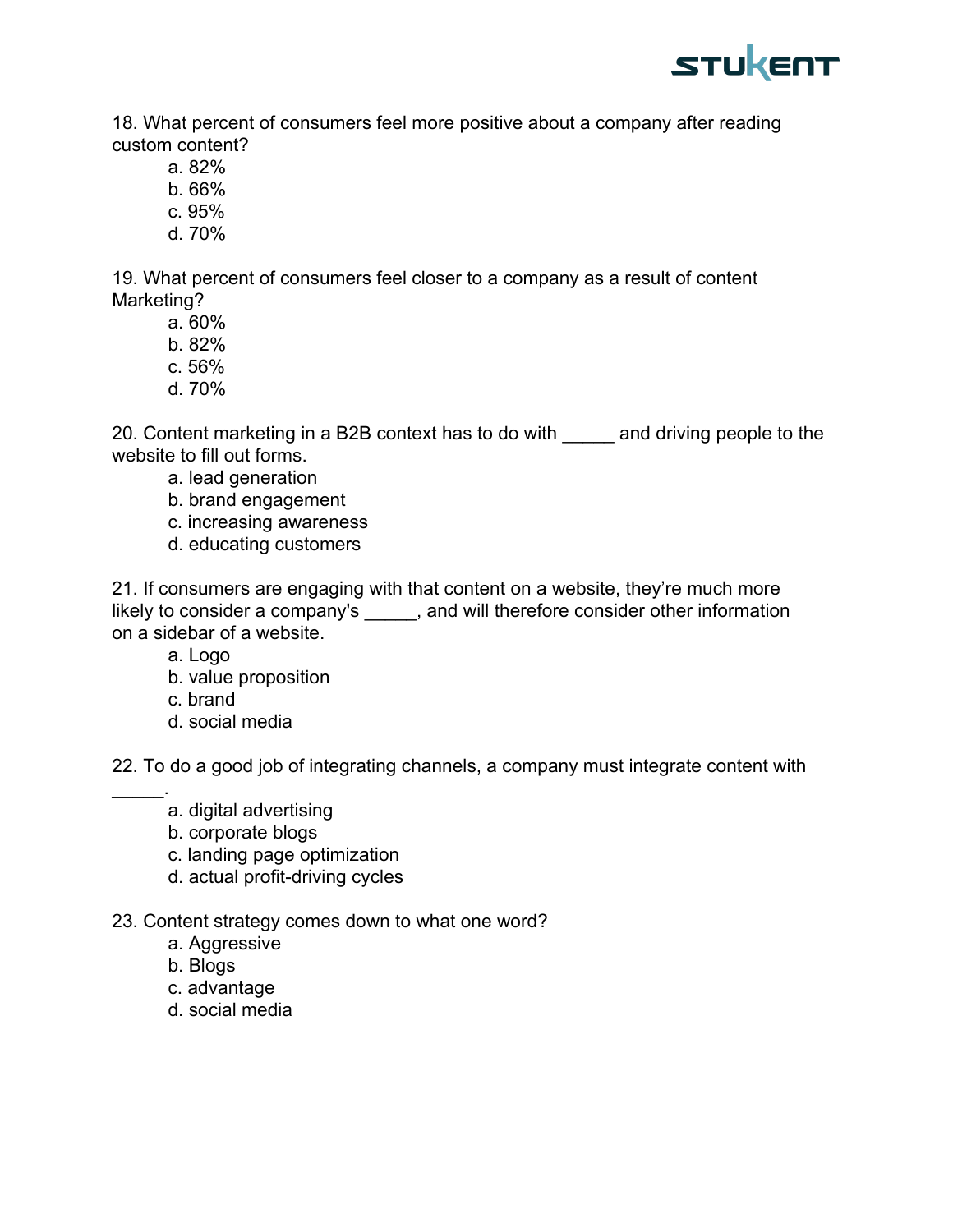18. What percent of consumers feel more positive about a company after reading custom content?
    a. 82%
    b. 66%
    c. 95%
    d. 70%

19. What percent of consumers feel closer to a company as a result of content Marketing?
    a. 60%
    b. 82%
    c. 56%
    d. 70%

20. Content marketing in a B2B context has to do with _____ and driving people to the website to fill out forms.
    a. lead generation
    b. brand engagement
    c. increasing awareness
    d. educating customers

21. If consumers are engaging with that content on a website, they're much more likely to consider a company's _____, and will therefore consider other information on a sidebar of a website.
    a. Logo
    b. value proposition
    c. brand
    d. social media

22. To do a good job of integrating channels, a company must integrate content with _____.
    a. digital advertising
    b. corporate blogs
    c. landing page optimization
    d. actual profit-driving cycles

23. Content strategy comes down to what one word?
    a. Aggressive
    b. Blogs
    c. advantage
    d. social media